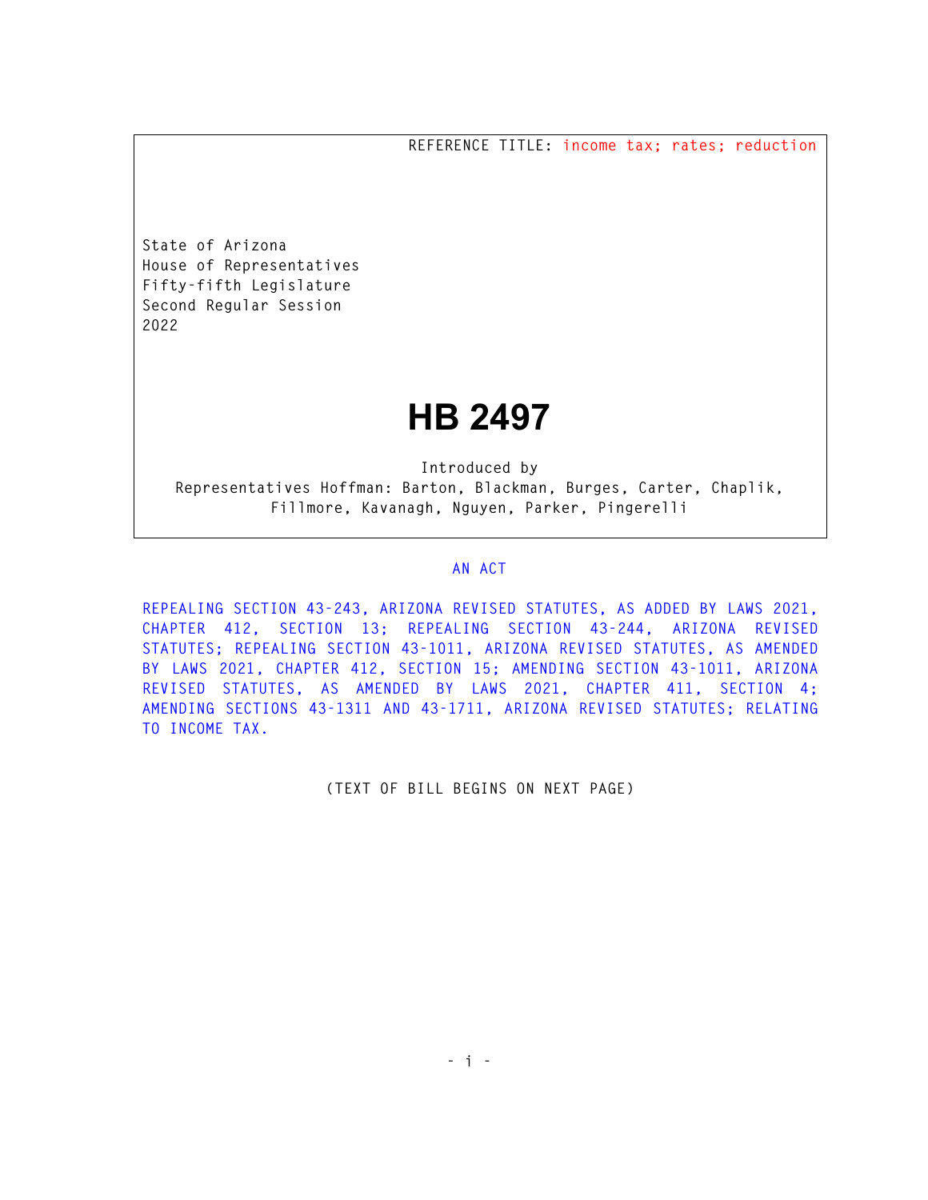REFERENCE TITLE: income tax; rates; reduction

State of Arizona
House of Representatives
Fifty-fifth Legislature
Second Regular Session
2022

# HB 2497

Introduced by
Representatives Hoffman: Barton, Blackman, Burges, Carter, Chaplik, Fillmore, Kavanagh, Nguyen, Parker, Pingerelli

## AN ACT

REPEALING SECTION 43-243, ARIZONA REVISED STATUTES, AS ADDED BY LAWS 2021, CHAPTER 412, SECTION 13; REPEALING SECTION 43-244, ARIZONA REVISED STATUTES; REPEALING SECTION 43-1011, ARIZONA REVISED STATUTES, AS AMENDED BY LAWS 2021, CHAPTER 412, SECTION 15; AMENDING SECTION 43-1011, ARIZONA REVISED STATUTES, AS AMENDED BY LAWS 2021, CHAPTER 411, SECTION 4; AMENDING SECTIONS 43-1311 AND 43-1711, ARIZONA REVISED STATUTES; RELATING TO INCOME TAX.

(TEXT OF BILL BEGINS ON NEXT PAGE)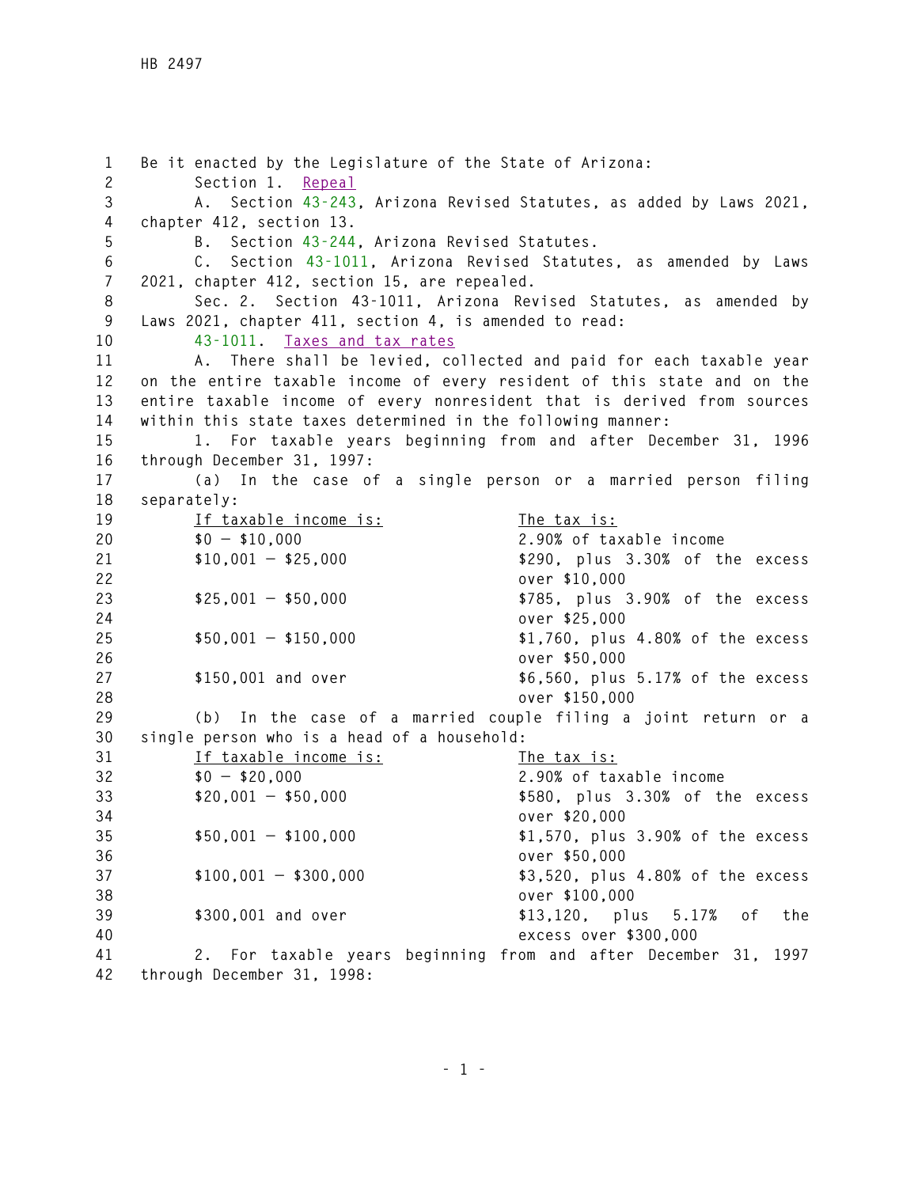Be it enacted by the Legislature of the State of Arizona:

Section 1. Repeal

A. Section 43-243, Arizona Revised Statutes, as added by Laws 2021, chapter 412, section 13.

B. Section 43-244, Arizona Revised Statutes.

C. Section 43-1011, Arizona Revised Statutes, as amended by Laws 2021, chapter 412, section 15, are repealed.

Sec. 2. Section 43-1011, Arizona Revised Statutes, as amended by Laws 2021, chapter 411, section 4, is amended to read:

43-1011. Taxes and tax rates

A. There shall be levied, collected and paid for each taxable year on the entire taxable income of every resident of this state and on the entire taxable income of every nonresident that is derived from sources within this state taxes determined in the following manner:

1. For taxable years beginning from and after December 31, 1996 through December 31, 1997:

(a) In the case of a single person or a married person filing separately:

| If taxable income is: | The tax is: |
|---|---|
| $0 – $10,000 | 2.90% of taxable income |
| $10,001 – $25,000 | $290, plus 3.30% of the excess over $10,000 |
| $25,001 – $50,000 | $785, plus 3.90% of the excess over $25,000 |
| $50,001 – $150,000 | $1,760, plus 4.80% of the excess over $50,000 |
| $150,001 and over | $6,560, plus 5.17% of the excess over $150,000 |

(b) In the case of a married couple filing a joint return or a single person who is a head of a household:

| If taxable income is: | The tax is: |
|---|---|
| $0 – $20,000 | 2.90% of taxable income |
| $20,001 – $50,000 | $580, plus 3.30% of the excess over $20,000 |
| $50,001 – $100,000 | $1,570, plus 3.90% of the excess over $50,000 |
| $100,001 – $300,000 | $3,520, plus 4.80% of the excess over $100,000 |
| $300,001 and over | $13,120, plus 5.17% of the excess over $300,000 |

2. For taxable years beginning from and after December 31, 1997 through December 31, 1998: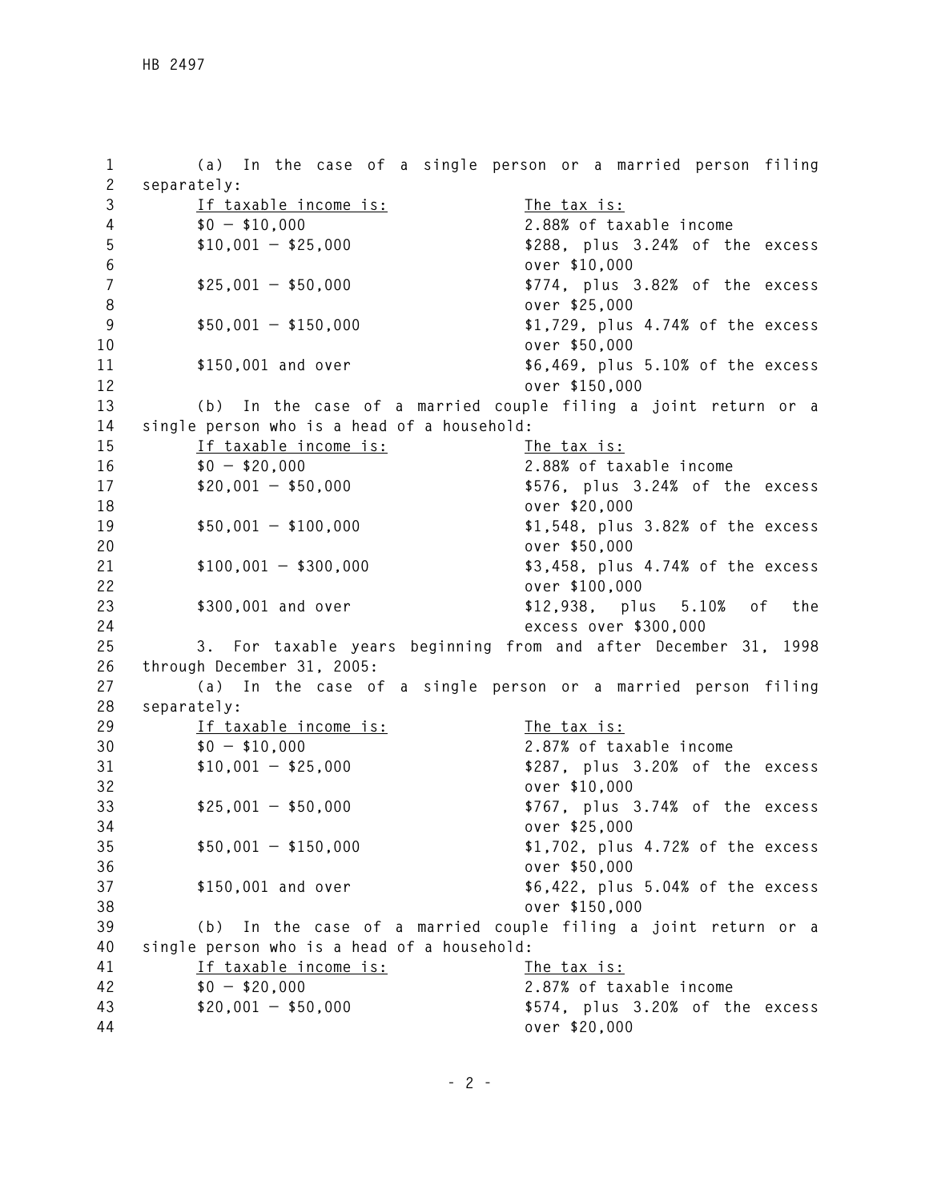(a) In the case of a single person or a married person filing separately:

| If taxable income is: | The tax is: |
| --- | --- |
| $0 – $10,000 | 2.88% of taxable income |
| $10,001 – $25,000 | $288, plus 3.24% of the excess over $10,000 |
| $25,001 – $50,000 | $774, plus 3.82% of the excess over $25,000 |
| $50,001 – $150,000 | $1,729, plus 4.74% of the excess over $50,000 |
| $150,001 and over | $6,469, plus 5.10% of the excess over $150,000 |

(b) In the case of a married couple filing a joint return or a single person who is a head of a household:

| If taxable income is: | The tax is: |
| --- | --- |
| $0 – $20,000 | 2.88% of taxable income |
| $20,001 – $50,000 | $576, plus 3.24% of the excess over $20,000 |
| $50,001 – $100,000 | $1,548, plus 3.82% of the excess over $50,000 |
| $100,001 – $300,000 | $3,458, plus 4.74% of the excess over $100,000 |
| $300,001 and over | $12,938, plus 5.10% of the excess over $300,000 |

3. For taxable years beginning from and after December 31, 1998 through December 31, 2005:

(a) In the case of a single person or a married person filing separately:

| If taxable income is: | The tax is: |
| --- | --- |
| $0 – $10,000 | 2.87% of taxable income |
| $10,001 – $25,000 | $287, plus 3.20% of the excess over $10,000 |
| $25,001 – $50,000 | $767, plus 3.74% of the excess over $25,000 |
| $50,001 – $150,000 | $1,702, plus 4.72% of the excess over $50,000 |
| $150,001 and over | $6,422, plus 5.04% of the excess over $150,000 |

(b) In the case of a married couple filing a joint return or a single person who is a head of a household:

| If taxable income is: | The tax is: |
| --- | --- |
| $0 – $20,000 | 2.87% of taxable income |
| $20,001 – $50,000 | $574, plus 3.20% of the excess over $20,000 |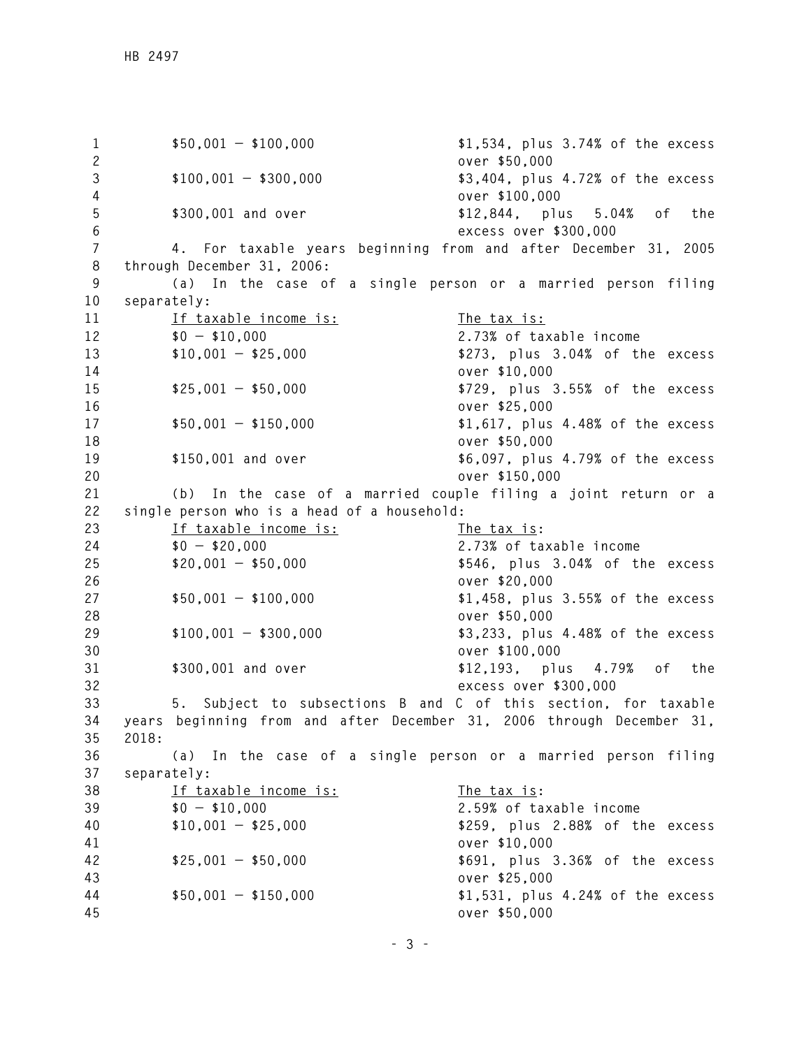| | |
|---|---|
| $50,001 – $100,000 | $1,534, plus 3.74% of the excess over $50,000 |
| $100,001 – $300,000 | $3,404, plus 4.72% of the excess over $100,000 |
| $300,001 and over | $12,844, plus 5.04% of the excess over $300,000 |

4. For taxable years beginning from and after December 31, 2005 through December 31, 2006:

(a) In the case of a single person or a married person filing separately:

| If taxable income is: | The tax is: |
|---|---|
| $0 – $10,000 | 2.73% of taxable income |
| $10,001 – $25,000 | $273, plus 3.04% of the excess over $10,000 |
| $25,001 – $50,000 | $729, plus 3.55% of the excess over $25,000 |
| $50,001 – $150,000 | $1,617, plus 4.48% of the excess over $50,000 |
| $150,001 and over | $6,097, plus 4.79% of the excess over $150,000 |

(b) In the case of a married couple filing a joint return or a single person who is a head of a household:

| If taxable income is: | The tax is: |
|---|---|
| $0 – $20,000 | 2.73% of taxable income |
| $20,001 – $50,000 | $546, plus 3.04% of the excess over $20,000 |
| $50,001 – $100,000 | $1,458, plus 3.55% of the excess over $50,000 |
| $100,001 – $300,000 | $3,233, plus 4.48% of the excess over $100,000 |
| $300,001 and over | $12,193, plus 4.79% of the excess over $300,000 |

5. Subject to subsections B and C of this section, for taxable years beginning from and after December 31, 2006 through December 31, 2018:

(a) In the case of a single person or a married person filing separately:

| If taxable income is: | The tax is: |
|---|---|
| $0 – $10,000 | 2.59% of taxable income |
| $10,001 – $25,000 | $259, plus 2.88% of the excess over $10,000 |
| $25,001 – $50,000 | $691, plus 3.36% of the excess over $25,000 |
| $50,001 – $150,000 | $1,531, plus 4.24% of the excess over $50,000 |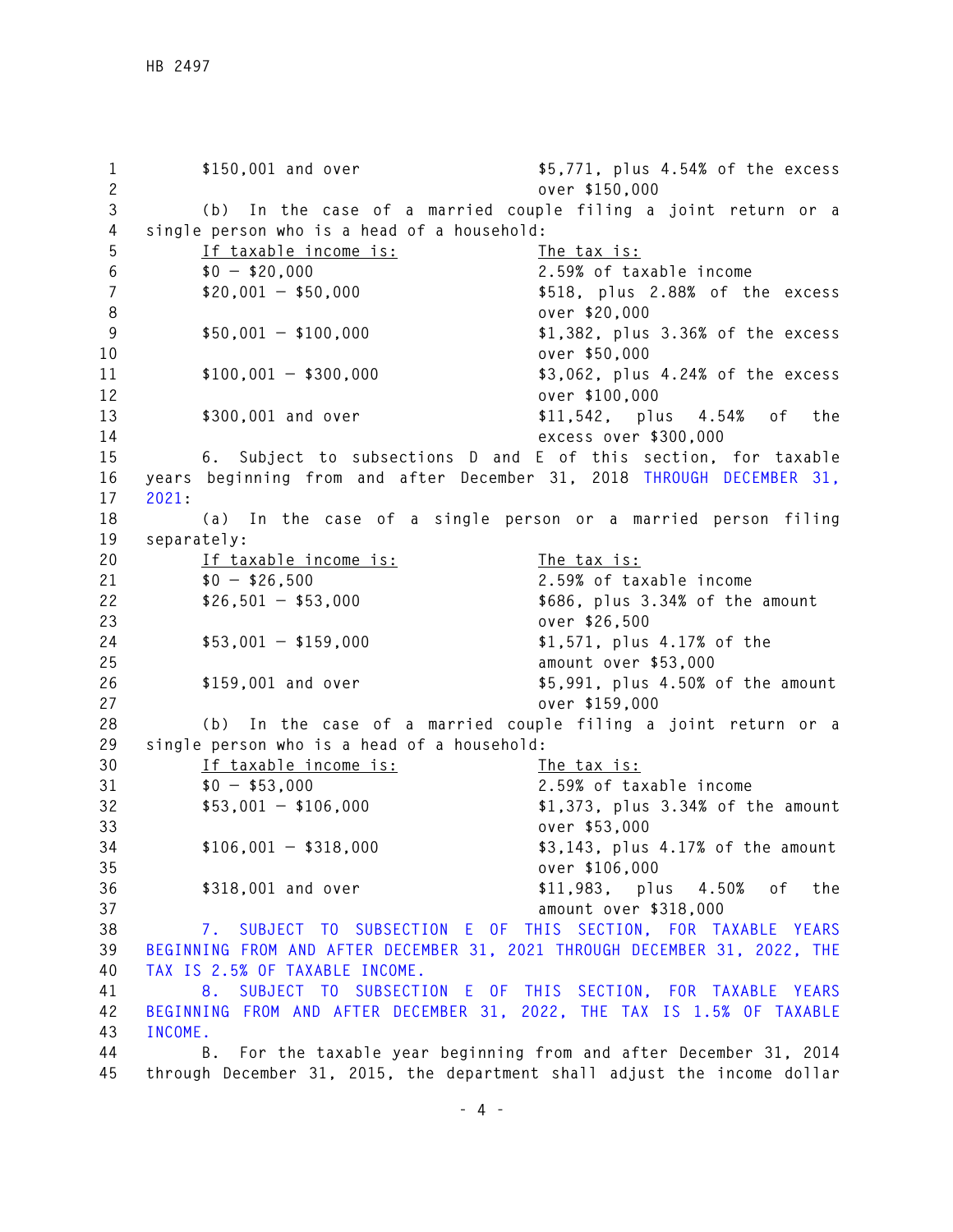| | |
|---|---|
| $150,001 and over | $5,771, plus 4.54% of the excess over $150,000 |

(b) In the case of a married couple filing a joint return or a single person who is a head of a household:

| If taxable income is: | The tax is: |
|---|---|
| $0 – $20,000 | 2.59% of taxable income |
| $20,001 – $50,000 | $518, plus 2.88% of the excess over $20,000 |
| $50,001 – $100,000 | $1,382, plus 3.36% of the excess over $50,000 |
| $100,001 – $300,000 | $3,062, plus 4.24% of the excess over $100,000 |
| $300,001 and over | $11,542, plus 4.54% of the excess over $300,000 |

6. Subject to subsections D and E of this section, for taxable years beginning from and after December 31, 2018 THROUGH DECEMBER 31, 2021:

(a) In the case of a single person or a married person filing separately:

| If taxable income is: | The tax is: |
|---|---|
| $0 – $26,500 | 2.59% of taxable income |
| $26,501 – $53,000 | $686, plus 3.34% of the amount over $26,500 |
| $53,001 – $159,000 | $1,571, plus 4.17% of the amount over $53,000 |
| $159,001 and over | $5,991, plus 4.50% of the amount over $159,000 |

(b) In the case of a married couple filing a joint return or a single person who is a head of a household:

| If taxable income is: | The tax is: |
|---|---|
| $0 – $53,000 | 2.59% of taxable income |
| $53,001 – $106,000 | $1,373, plus 3.34% of the amount over $53,000 |
| $106,001 – $318,000 | $3,143, plus 4.17% of the amount over $106,000 |
| $318,001 and over | $11,983, plus 4.50% of the amount over $318,000 |

7. SUBJECT TO SUBSECTION E OF THIS SECTION, FOR TAXABLE YEARS BEGINNING FROM AND AFTER DECEMBER 31, 2021 THROUGH DECEMBER 31, 2022, THE TAX IS 2.5% OF TAXABLE INCOME.

8. SUBJECT TO SUBSECTION E OF THIS SECTION, FOR TAXABLE YEARS BEGINNING FROM AND AFTER DECEMBER 31, 2022, THE TAX IS 1.5% OF TAXABLE INCOME.

B. For the taxable year beginning from and after December 31, 2014 through December 31, 2015, the department shall adjust the income dollar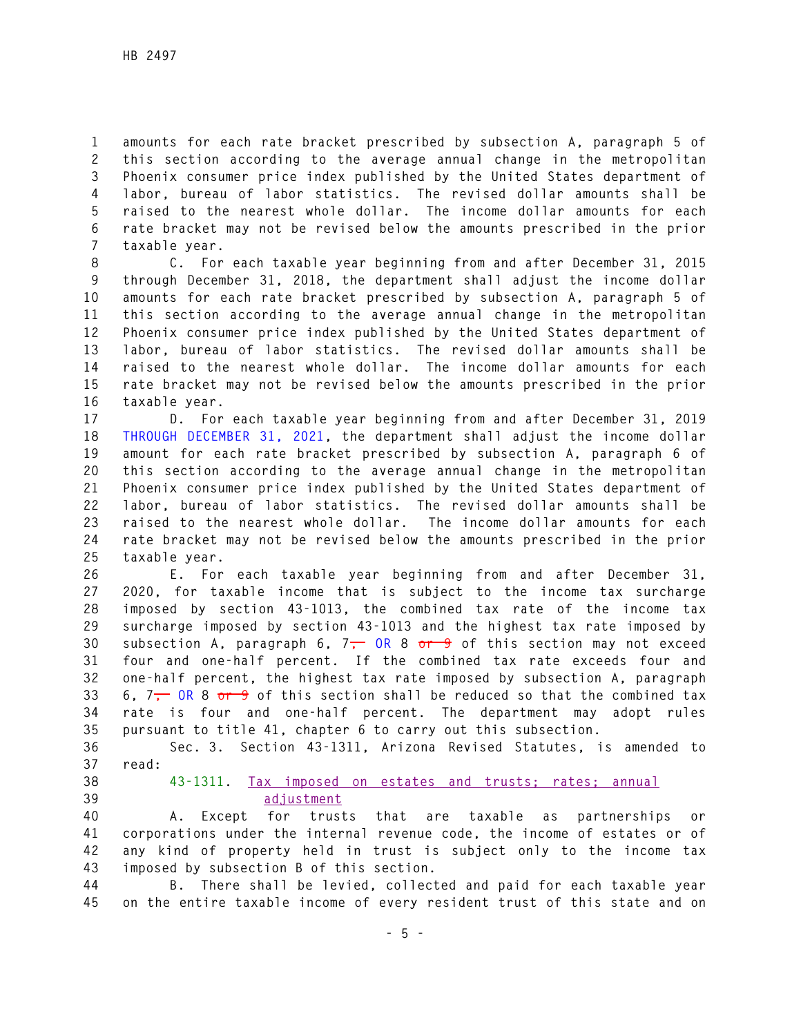amounts for each rate bracket prescribed by subsection A, paragraph 5 of this section according to the average annual change in the metropolitan Phoenix consumer price index published by the United States department of labor, bureau of labor statistics. The revised dollar amounts shall be raised to the nearest whole dollar. The income dollar amounts for each rate bracket may not be revised below the amounts prescribed in the prior taxable year.

C. For each taxable year beginning from and after December 31, 2015 through December 31, 2018, the department shall adjust the income dollar amounts for each rate bracket prescribed by subsection A, paragraph 5 of this section according to the average annual change in the metropolitan Phoenix consumer price index published by the United States department of labor, bureau of labor statistics. The revised dollar amounts shall be raised to the nearest whole dollar. The income dollar amounts for each rate bracket may not be revised below the amounts prescribed in the prior taxable year.

D. For each taxable year beginning from and after December 31, 2019 THROUGH DECEMBER 31, 2021, the department shall adjust the income dollar amount for each rate bracket prescribed by subsection A, paragraph 6 of this section according to the average annual change in the metropolitan Phoenix consumer price index published by the United States department of labor, bureau of labor statistics. The revised dollar amounts shall be raised to the nearest whole dollar. The income dollar amounts for each rate bracket may not be revised below the amounts prescribed in the prior taxable year.

E. For each taxable year beginning from and after December 31, 2020, for taxable income that is subject to the income tax surcharge imposed by section 43-1013, the combined tax rate of the income tax surcharge imposed by section 43-1013 and the highest tax rate imposed by subsection A, paragraph 6, 7~~,~~ OR 8 ~~or 9~~ of this section may not exceed four and one-half percent. If the combined tax rate exceeds four and one-half percent, the highest tax rate imposed by subsection A, paragraph 6, 7~~,~~ OR 8 ~~or 9~~ of this section shall be reduced so that the combined tax rate is four and one-half percent. The department may adopt rules pursuant to title 41, chapter 6 to carry out this subsection.

Sec. 3. Section 43-1311, Arizona Revised Statutes, is amended to read:

43-1311. Tax imposed on estates and trusts; rates; annual adjustment

A. Except for trusts that are taxable as partnerships or corporations under the internal revenue code, the income of estates or of any kind of property held in trust is subject only to the income tax imposed by subsection B of this section.

B. There shall be levied, collected and paid for each taxable year on the entire taxable income of every resident trust of this state and on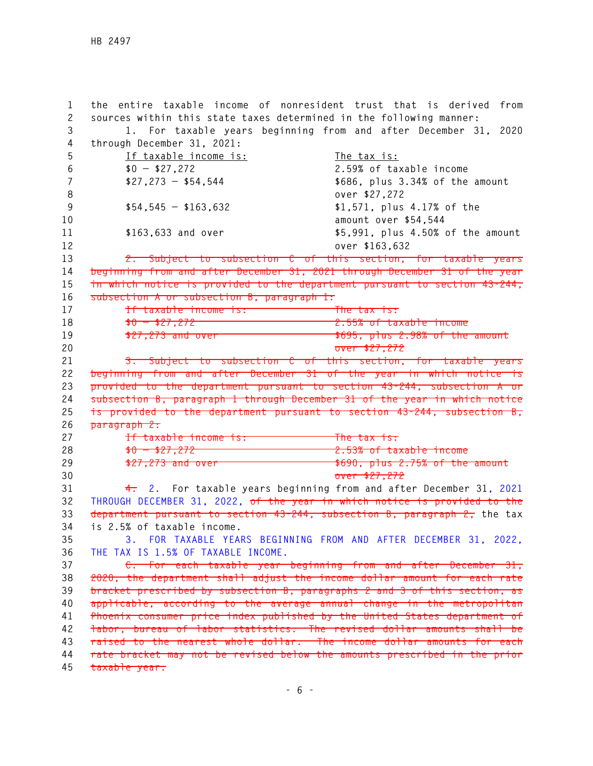the entire taxable income of nonresident trust that is derived from sources within this state taxes determined in the following manner:

1. For taxable years beginning from and after December 31, 2020 through December 31, 2021:

| If taxable income is: | The tax is: |
|---|---|
| $0 – $27,272 | 2.59% of taxable income |
| $27,273 – $54,544 | $686, plus 3.34% of the amount over $27,272 |
| $54,545 – $163,632 | $1,571, plus 4.17% of the amount over $54,544 |
| $163,633 and over | $5,991, plus 4.50% of the amount over $163,632 |

~~2. Subject to subsection C of this section, for taxable years beginning from and after December 31, 2021 through December 31 of the year in which notice is provided to the department pursuant to section 43-244, subsection A or subsection B, paragraph 1:~~

| ~~If taxable income is:~~ | ~~The tax is:~~ |
|---|---|
| ~~$0 – $27,272~~ | ~~2.55% of taxable income~~ |
| ~~$27,273 and over~~ | ~~$695, plus 2.98% of the amount over $27,272~~ |

~~3. Subject to subsection C of this section, for taxable years beginning from and after December 31 of the year in which notice is provided to the department pursuant to section 43-244, subsection A or subsection B, paragraph 1 through December 31 of the year in which notice is provided to the department pursuant to section 43-244, subsection B, paragraph 2:~~

| ~~If taxable income is:~~ | ~~The tax is:~~ |
|---|---|
| ~~$0 – $27,272~~ | ~~2.53% of taxable income~~ |
| ~~$27,273 and over~~ | ~~$690, plus 2.75% of the amount over $27,272~~ |

~~4.~~ 2. For taxable years beginning from and after December 31, 2021 THROUGH DECEMBER 31, 2022, ~~of the year in which notice is provided to the department pursuant to section 43-244, subsection B, paragraph 2,~~ the tax is 2.5% of taxable income.

3. FOR TAXABLE YEARS BEGINNING FROM AND AFTER DECEMBER 31, 2022, THE TAX IS 1.5% OF TAXABLE INCOME.

~~C. For each taxable year beginning from and after December 31, 2020, the department shall adjust the income dollar amount for each rate bracket prescribed by subsection B, paragraphs 2 and 3 of this section, as applicable, according to the average annual change in the metropolitan Phoenix consumer price index published by the United States department of labor, bureau of labor statistics. The revised dollar amounts shall be raised to the nearest whole dollar. The income dollar amounts for each rate bracket may not be revised below the amounts prescribed in the prior taxable year.~~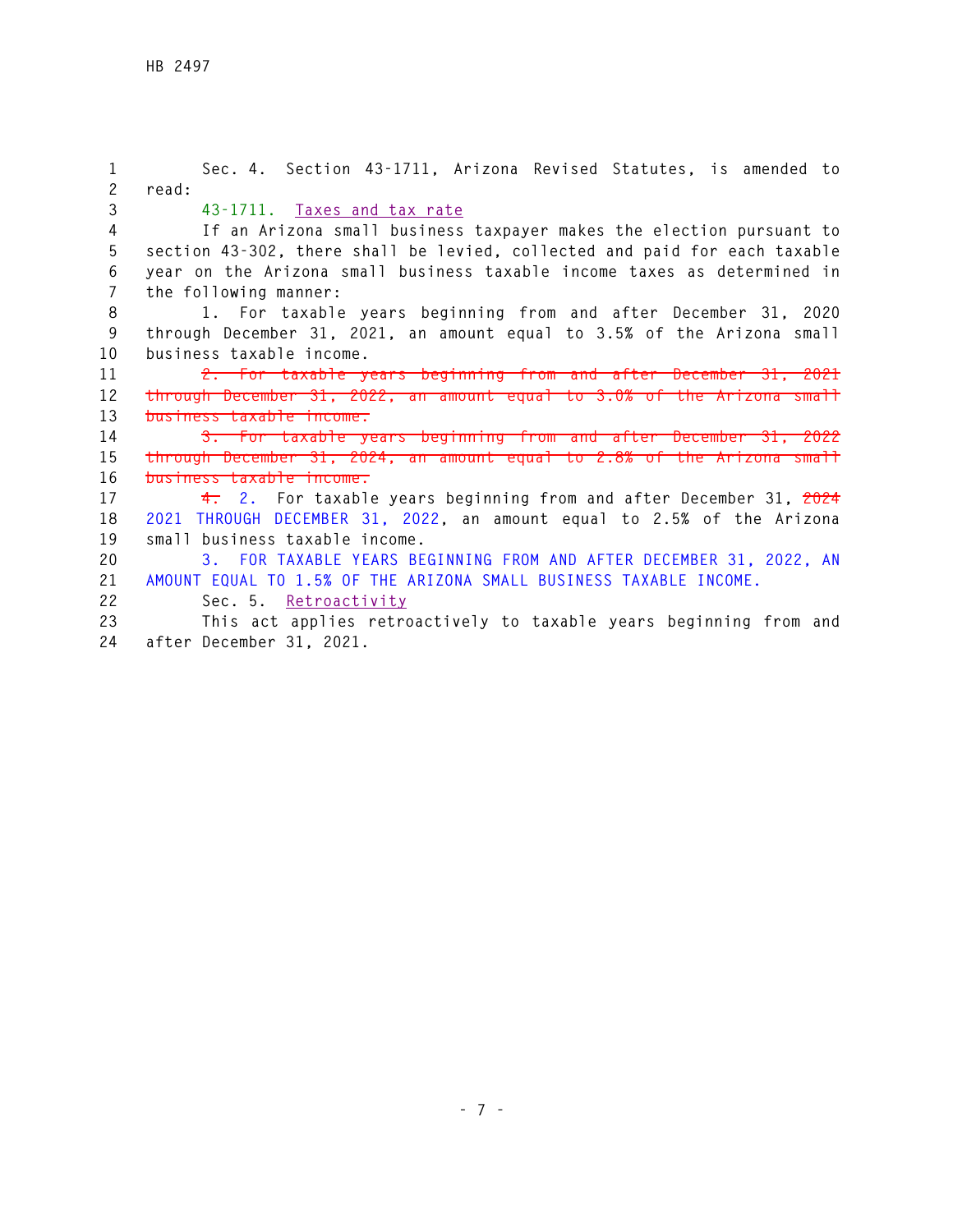Sec. 4. Section 43-1711, Arizona Revised Statutes, is amended to read:

43-1711. Taxes and tax rate

If an Arizona small business taxpayer makes the election pursuant to section 43-302, there shall be levied, collected and paid for each taxable year on the Arizona small business taxable income taxes as determined in the following manner:

1. For taxable years beginning from and after December 31, 2020 through December 31, 2021, an amount equal to 3.5% of the Arizona small business taxable income.

~~2. For taxable years beginning from and after December 31, 2021 through December 31, 2022, an amount equal to 3.0% of the Arizona small business taxable income.~~

~~3. For taxable years beginning from and after December 31, 2022 through December 31, 2024, an amount equal to 2.8% of the Arizona small business taxable income.~~

~~4.~~ 2. For taxable years beginning from and after December 31, ~~2024~~ 2021 THROUGH DECEMBER 31, 2022, an amount equal to 2.5% of the Arizona small business taxable income.

3. FOR TAXABLE YEARS BEGINNING FROM AND AFTER DECEMBER 31, 2022, AN AMOUNT EQUAL TO 1.5% OF THE ARIZONA SMALL BUSINESS TAXABLE INCOME.

Sec. 5. Retroactivity

This act applies retroactively to taxable years beginning from and after December 31, 2021.